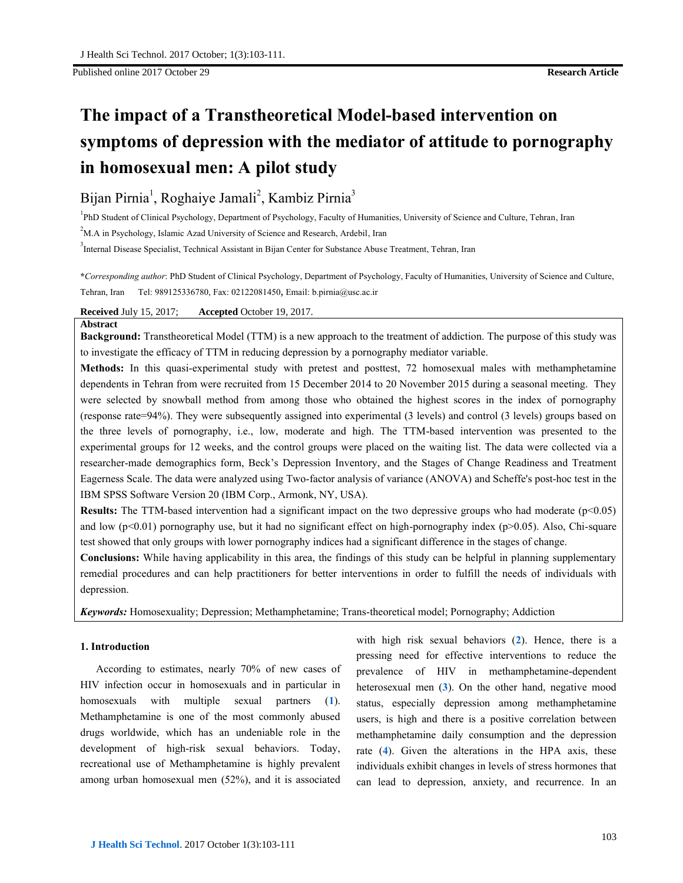Published online 2017 October 29 **Research Article**

# The impact of a Transtheoretical Model-based intervention on symptoms of depression with the mediator of attitude to pornography in homosexual men: A pilot study

Bijan Pirnia[1], Roghaiye Jamali[2], Kambiz Pirnia[3]

[1]PhD Student of Clinical Psychology, Department of Psychology, Faculty of Humanities, University of Science and Culture, Tehran, Iran

[2]M.A in Psychology, Islamic Azad University of Science and Research, Ardebil, Iran

[3]Internal Disease Specialist, Technical Assistant in Bijan Center for Substance Abuse Treatment, Tehran, Iran

**\****Corresponding author*: PhD Student of Clinical Psychology, Department of Psychology, Faculty of Humanities, University of Science and Culture, Tehran, Iran Tel: 989125336780, Fax: 02122081450, Email: b.pirnia@usc.ac.ir

**Received** July 15, 2017; **Accepted** October 19, 2017.

**Abstract**

**Background:** Transtheoretical Model (TTM) is a new approach to the treatment of addiction. The purpose of this study was to investigate the efficacy of TTM in reducing depression by a pornography mediator variable.

**Methods:** In this quasi-experimental study with pretest and posttest, 72 homosexual males with methamphetamine dependents in Tehran from were recruited from 15 December 2014 to 20 November 2015 during a seasonal meeting. They were selected by snowball method from among those who obtained the highest scores in the index of pornography (response rate=94%). They were subsequently assigned into experimental (3 levels) and control (3 levels) groups based on the three levels of pornography, i.e., low, moderate and high. The TTM-based intervention was presented to the experimental groups for 12 weeks, and the control groups were placed on the waiting list. The data were collected via a researcher-made demographics form, Beck's Depression Inventory, and the Stages of Change Readiness and Treatment Eagerness Scale. The data were analyzed using Two-factor analysis of variance (ANOVA) and Scheffe's post-hoc test in the IBM SPSS Software Version 20 (IBM Corp., Armonk, NY, USA).

**Results:** The TTM-based intervention had a significant impact on the two depressive groups who had moderate ($p<0.05$) and low ($p<0.01$) pornography use, but it had no significant effect on high-pornography index ($p>0.05$). Also, Chi-square test showed that only groups with lower pornography indices had a significant difference in the stages of change.

**Conclusions:** While having applicability in this area, the findings of this study can be helpful in planning supplementary remedial procedures and can help practitioners for better interventions in order to fulfill the needs of individuals with depression.

***Keywords:*** Homosexuality; Depression; Methamphetamine; Trans-theoretical model; Pornography; Addiction

## 1. Introduction

According to estimates, nearly 70% of new cases of HIV infection occur in homosexuals and in particular in homosexuals with multiple sexual partners (1). Methamphetamine is one of the most commonly abused drugs worldwide, which has an undeniable role in the development of high-risk sexual behaviors. Today, recreational use of Methamphetamine is highly prevalent among urban homosexual men (52%), and it is associated with high risk sexual behaviors (2). Hence, there is a pressing need for effective interventions to reduce the prevalence of HIV in methamphetamine-dependent heterosexual men (3). On the other hand, negative mood status, especially depression among methamphetamine users, is high and there is a positive correlation between methamphetamine daily consumption and the depression rate (4). Given the alterations in the HPA axis, these individuals exhibit changes in levels of stress hormones that can lead to depression, anxiety, and recurrence. In an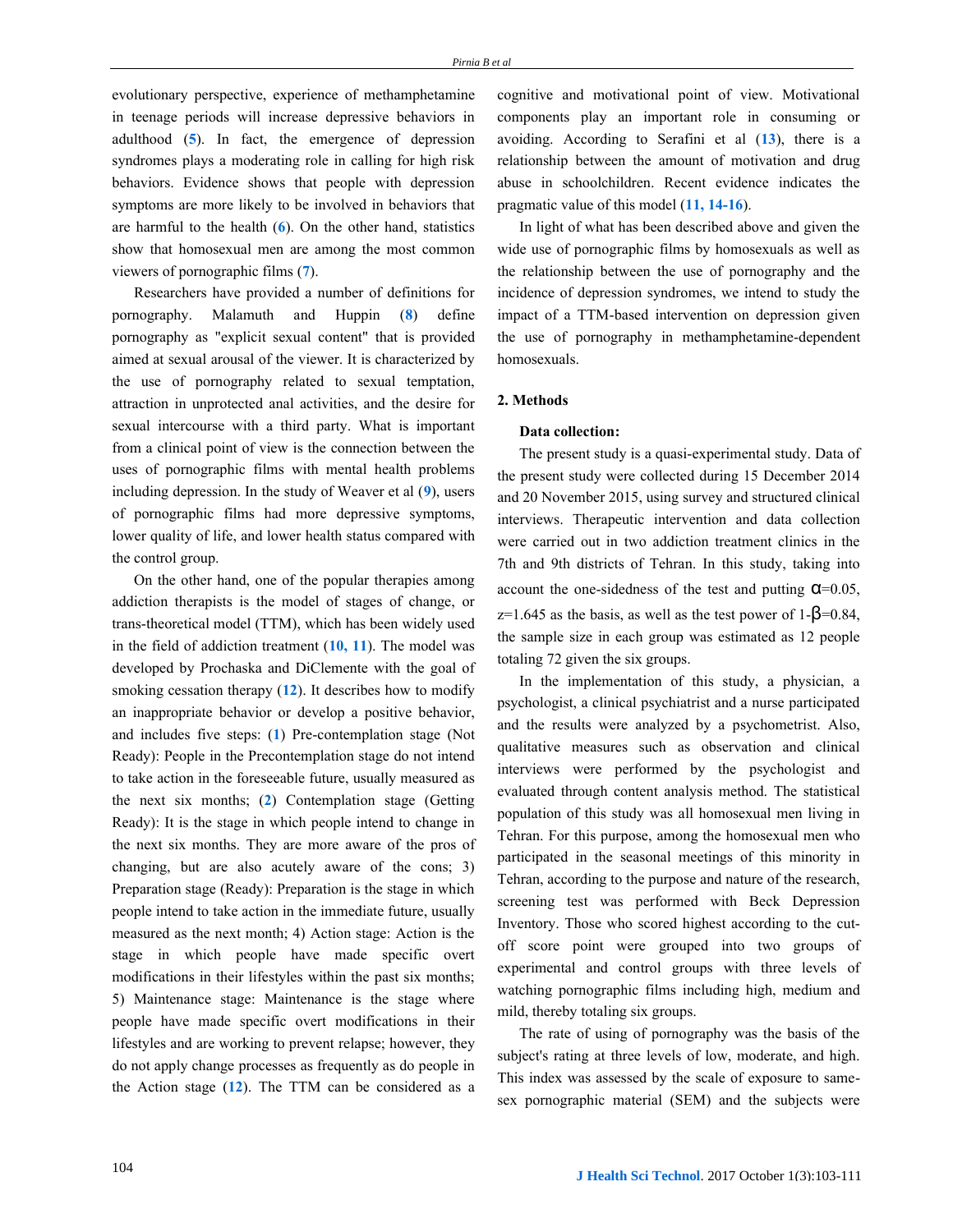evolutionary perspective, experience of methamphetamine in teenage periods will increase depressive behaviors in adulthood (5). In fact, the emergence of depression syndromes plays a moderating role in calling for high risk behaviors. Evidence shows that people with depression symptoms are more likely to be involved in behaviors that are harmful to the health (6). On the other hand, statistics show that homosexual men are among the most common viewers of pornographic films (7).

Researchers have provided a number of definitions for pornography. Malamuth and Huppin (8) define pornography as "explicit sexual content" that is provided aimed at sexual arousal of the viewer. It is characterized by the use of pornography related to sexual temptation, attraction in unprotected anal activities, and the desire for sexual intercourse with a third party. What is important from a clinical point of view is the connection between the uses of pornographic films with mental health problems including depression. In the study of Weaver et al (9), users of pornographic films had more depressive symptoms, lower quality of life, and lower health status compared with the control group.

On the other hand, one of the popular therapies among addiction therapists is the model of stages of change, or trans-theoretical model (TTM), which has been widely used in the field of addiction treatment (10, 11). The model was developed by Prochaska and DiClemente with the goal of smoking cessation therapy (12). It describes how to modify an inappropriate behavior or develop a positive behavior, and includes five steps: (1) Pre-contemplation stage (Not Ready): People in the Precontemplation stage do not intend to take action in the foreseeable future, usually measured as the next six months; (2) Contemplation stage (Getting Ready): It is the stage in which people intend to change in the next six months. They are more aware of the pros of changing, but are also acutely aware of the cons; 3) Preparation stage (Ready): Preparation is the stage in which people intend to take action in the immediate future, usually measured as the next month; 4) Action stage: Action is the stage in which people have made specific overt modifications in their lifestyles within the past six months; 5) Maintenance stage: Maintenance is the stage where people have made specific overt modifications in their lifestyles and are working to prevent relapse; however, they do not apply change processes as frequently as do people in the Action stage (12). The TTM can be considered as a cognitive and motivational point of view. Motivational components play an important role in consuming or avoiding. According to Serafini et al (13), there is a relationship between the amount of motivation and drug abuse in schoolchildren. Recent evidence indicates the pragmatic value of this model (11, 14-16).

In light of what has been described above and given the wide use of pornographic films by homosexuals as well as the relationship between the use of pornography and the incidence of depression syndromes, we intend to study the impact of a TTM-based intervention on depression given the use of pornography in methamphetamine-dependent homosexuals.

## 2. Methods

### Data collection:

The present study is a quasi-experimental study. Data of the present study were collected during 15 December 2014 and 20 November 2015, using survey and structured clinical interviews. Therapeutic intervention and data collection were carried out in two addiction treatment clinics in the 7th and 9th districts of Tehran. In this study, taking into account the one-sidedness of the test and putting $\alpha$=0.05, z=1.645 as the basis, as well as the test power of 1-$\beta$=0.84, the sample size in each group was estimated as 12 people totaling 72 given the six groups.

In the implementation of this study, a physician, a psychologist, a clinical psychiatrist and a nurse participated and the results were analyzed by a psychometrist. Also, qualitative measures such as observation and clinical interviews were performed by the psychologist and evaluated through content analysis method. The statistical population of this study was all homosexual men living in Tehran. For this purpose, among the homosexual men who participated in the seasonal meetings of this minority in Tehran, according to the purpose and nature of the research, screening test was performed with Beck Depression Inventory. Those who scored highest according to the cut-off score point were grouped into two groups of experimental and control groups with three levels of watching pornographic films including high, medium and mild, thereby totaling six groups.

The rate of using of pornography was the basis of the subject's rating at three levels of low, moderate, and high. This index was assessed by the scale of exposure to same-sex pornographic material (SEM) and the subjects were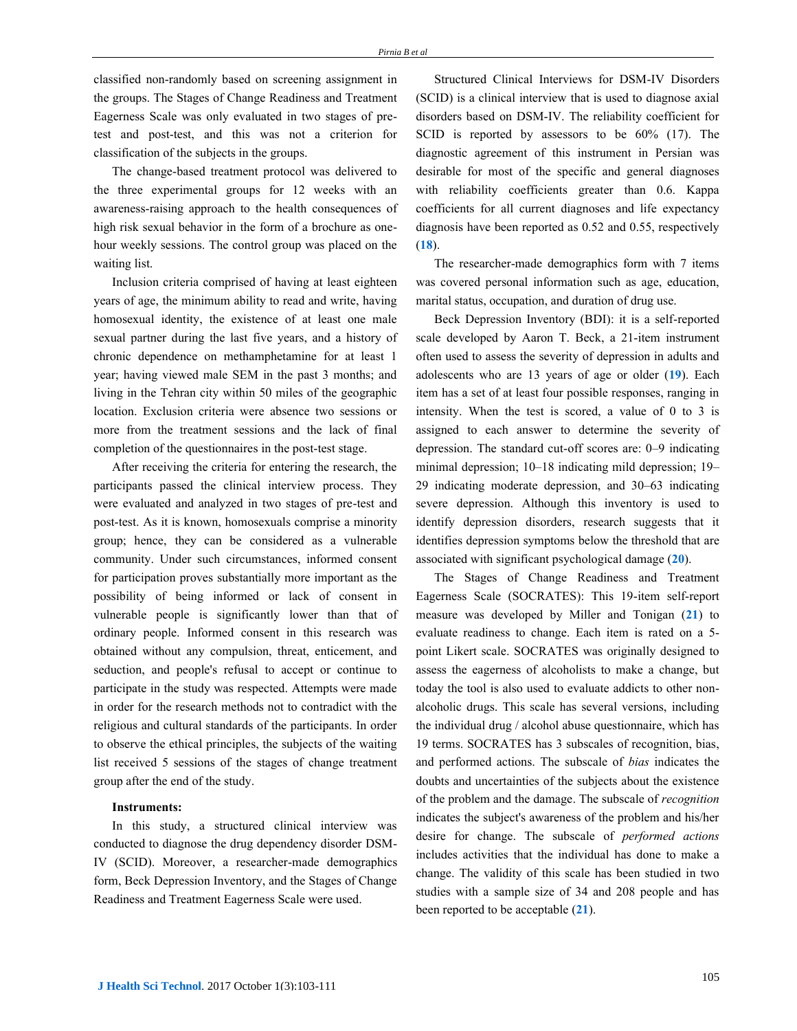classified non-randomly based on screening assignment in the groups. The Stages of Change Readiness and Treatment Eagerness Scale was only evaluated in two stages of pre-test and post-test, and this was not a criterion for classification of the subjects in the groups.

The change-based treatment protocol was delivered to the three experimental groups for 12 weeks with an awareness-raising approach to the health consequences of high risk sexual behavior in the form of a brochure as one-hour weekly sessions. The control group was placed on the waiting list.

Inclusion criteria comprised of having at least eighteen years of age, the minimum ability to read and write, having homosexual identity, the existence of at least one male sexual partner during the last five years, and a history of chronic dependence on methamphetamine for at least 1 year; having viewed male SEM in the past 3 months; and living in the Tehran city within 50 miles of the geographic location. Exclusion criteria were absence two sessions or more from the treatment sessions and the lack of final completion of the questionnaires in the post-test stage.

After receiving the criteria for entering the research, the participants passed the clinical interview process. They were evaluated and analyzed in two stages of pre-test and post-test. As it is known, homosexuals comprise a minority group; hence, they can be considered as a vulnerable community. Under such circumstances, informed consent for participation proves substantially more important as the possibility of being informed or lack of consent in vulnerable people is significantly lower than that of ordinary people. Informed consent in this research was obtained without any compulsion, threat, enticement, and seduction, and people's refusal to accept or continue to participate in the study was respected. Attempts were made in order for the research methods not to contradict with the religious and cultural standards of the participants. In order to observe the ethical principles, the subjects of the waiting list received 5 sessions of the stages of change treatment group after the end of the study.

### Instruments:

In this study, a structured clinical interview was conducted to diagnose the drug dependency disorder DSM-IV (SCID). Moreover, a researcher-made demographics form, Beck Depression Inventory, and the Stages of Change Readiness and Treatment Eagerness Scale were used.

Structured Clinical Interviews for DSM-IV Disorders (SCID) is a clinical interview that is used to diagnose axial disorders based on DSM-IV. The reliability coefficient for SCID is reported by assessors to be 60% (17). The diagnostic agreement of this instrument in Persian was desirable for most of the specific and general diagnoses with reliability coefficients greater than 0.6. Kappa coefficients for all current diagnoses and life expectancy diagnosis have been reported as 0.52 and 0.55, respectively (**18**).

The researcher-made demographics form with 7 items was covered personal information such as age, education, marital status, occupation, and duration of drug use.

Beck Depression Inventory (BDI): it is a self-reported scale developed by Aaron T. Beck, a 21-item instrument often used to assess the severity of depression in adults and adolescents who are 13 years of age or older (**19**). Each item has a set of at least four possible responses, ranging in intensity. When the test is scored, a value of 0 to 3 is assigned to each answer to determine the severity of depression. The standard cut-off scores are: 0–9 indicating minimal depression; 10–18 indicating mild depression; 19–29 indicating moderate depression, and 30–63 indicating severe depression. Although this inventory is used to identify depression disorders, research suggests that it identifies depression symptoms below the threshold that are associated with significant psychological damage (**20**).

The Stages of Change Readiness and Treatment Eagerness Scale (SOCRATES): This 19-item self-report measure was developed by Miller and Tonigan (**21**) to evaluate readiness to change. Each item is rated on a 5-point Likert scale. SOCRATES was originally designed to assess the eagerness of alcoholists to make a change, but today the tool is also used to evaluate addicts to other non-alcoholic drugs. This scale has several versions, including the individual drug / alcohol abuse questionnaire, which has 19 terms. SOCRATES has 3 subscales of recognition, bias, and performed actions. The subscale of *bias* indicates the doubts and uncertainties of the subjects about the existence of the problem and the damage. The subscale of *recognition* indicates the subject's awareness of the problem and his/her desire for change. The subscale of *performed actions* includes activities that the individual has done to make a change. The validity of this scale has been studied in two studies with a sample size of 34 and 208 people and has been reported to be acceptable (**21**).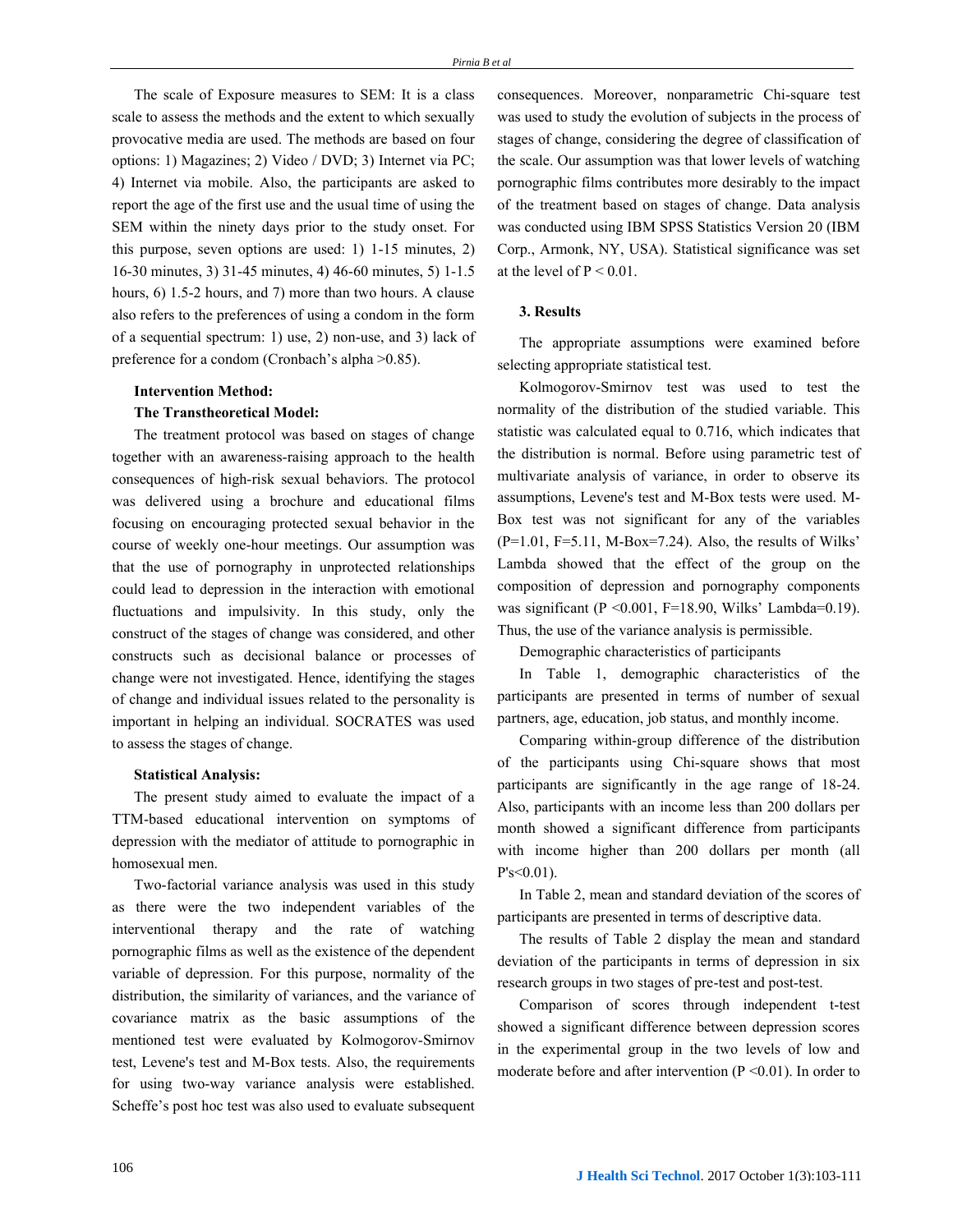The scale of Exposure measures to SEM: It is a class scale to assess the methods and the extent to which sexually provocative media are used. The methods are based on four options: 1) Magazines; 2) Video / DVD; 3) Internet via PC; 4) Internet via mobile. Also, the participants are asked to report the age of the first use and the usual time of using the SEM within the ninety days prior to the study onset. For this purpose, seven options are used: 1) 1-15 minutes, 2) 16-30 minutes, 3) 31-45 minutes, 4) 46-60 minutes, 5) 1-1.5 hours, 6) 1.5-2 hours, and 7) more than two hours. A clause also refers to the preferences of using a condom in the form of a sequential spectrum: 1) use, 2) non-use, and 3) lack of preference for a condom (Cronbach's alpha >0.85).

**Intervention Method:**

**The Transtheoretical Model:**

The treatment protocol was based on stages of change together with an awareness-raising approach to the health consequences of high-risk sexual behaviors. The protocol was delivered using a brochure and educational films focusing on encouraging protected sexual behavior in the course of weekly one-hour meetings. Our assumption was that the use of pornography in unprotected relationships could lead to depression in the interaction with emotional fluctuations and impulsivity. In this study, only the construct of the stages of change was considered, and other constructs such as decisional balance or processes of change were not investigated. Hence, identifying the stages of change and individual issues related to the personality is important in helping an individual. SOCRATES was used to assess the stages of change.

**Statistical Analysis:**

The present study aimed to evaluate the impact of a TTM-based educational intervention on symptoms of depression with the mediator of attitude to pornographic in homosexual men.

Two-factorial variance analysis was used in this study as there were the two independent variables of the interventional therapy and the rate of watching pornographic films as well as the existence of the dependent variable of depression. For this purpose, normality of the distribution, the similarity of variances, and the variance of covariance matrix as the basic assumptions of the mentioned test were evaluated by Kolmogorov-Smirnov test, Levene's test and M-Box tests. Also, the requirements for using two-way variance analysis were established. Scheffe's post hoc test was also used to evaluate subsequent consequences. Moreover, nonparametric Chi-square test was used to study the evolution of subjects in the process of stages of change, considering the degree of classification of the scale. Our assumption was that lower levels of watching pornographic films contributes more desirably to the impact of the treatment based on stages of change. Data analysis was conducted using IBM SPSS Statistics Version 20 (IBM Corp., Armonk, NY, USA). Statistical significance was set at the level of $P < 0.01$.

## 3. Results

The appropriate assumptions were examined before selecting appropriate statistical test.

Kolmogorov-Smirnov test was used to test the normality of the distribution of the studied variable. This statistic was calculated equal to 0.716, which indicates that the distribution is normal. Before using parametric test of multivariate analysis of variance, in order to observe its assumptions, Levene's test and M-Box tests were used. M-Box test was not significant for any of the variables ($P=1.01$, $F=5.11$, M-Box=7.24). Also, the results of Wilks' Lambda showed that the effect of the group on the composition of depression and pornography components was significant ($P < 0.001$, $F=18.90$, Wilks' Lambda=0.19). Thus, the use of the variance analysis is permissible.

Demographic characteristics of participants

In Table 1, demographic characteristics of the participants are presented in terms of number of sexual partners, age, education, job status, and monthly income.

Comparing within-group difference of the distribution of the participants using Chi-square shows that most participants are significantly in the age range of 18-24. Also, participants with an income less than 200 dollars per month showed a significant difference from participants with income higher than 200 dollars per month (all P's<0.01).

In Table 2, mean and standard deviation of the scores of participants are presented in terms of descriptive data.

The results of Table 2 display the mean and standard deviation of the participants in terms of depression in six research groups in two stages of pre-test and post-test.

Comparison of scores through independent t-test showed a significant difference between depression scores in the experimental group in the two levels of low and moderate before and after intervention ($P < 0.01$). In order to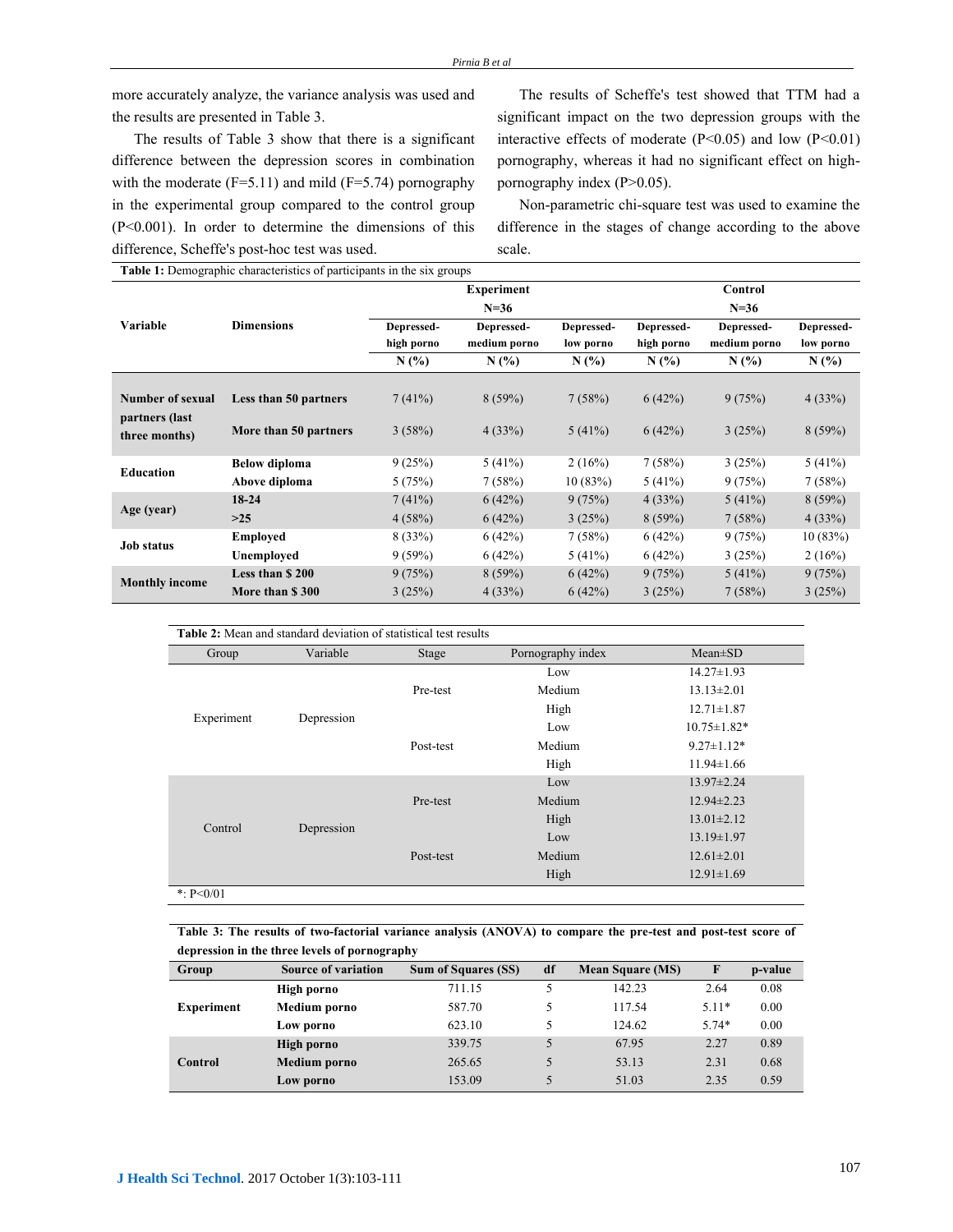more accurately analyze, the variance analysis was used and the results are presented in Table 3.

The results of Table 3 show that there is a significant difference between the depression scores in combination with the moderate (F=5.11) and mild (F=5.74) pornography in the experimental group compared to the control group (P<0.001). In order to determine the dimensions of this difference, Scheffe's post-hoc test was used.

The results of Scheffe's test showed that TTM had a significant impact on the two depression groups with the interactive effects of moderate (P<0.05) and low (P<0.01) pornography, whereas it had no significant effect on high-pornography index (P>0.05).

Non-parametric chi-square test was used to examine the difference in the stages of change according to the above scale.

**Table 1:** Demographic characteristics of participants in the six groups

| Variable | Dimensions | Experiment N=36 | | | Control N=36 | | |
|---|---|---|---|---|---|---|---|
| | | Depressed-high porno | Depressed-medium porno | Depressed-low porno | Depressed-high porno | Depressed-medium porno | Depressed-low porno |
| | | N (%) | N (%) | N (%) | N (%) | N (%) | N (%) |
| **Number of sexual partners (last three months)** | **Less than 50 partners** | 7 (41%) | 8 (59%) | 7 (58%) | 6 (42%) | 9 (75%) | 4 (33%) |
| | **More than 50 partners** | 3 (58%) | 4 (33%) | 5 (41%) | 6 (42%) | 3 (25%) | 8 (59%) |
| **Education** | **Below diploma** | 9 (25%) | 5 (41%) | 2 (16%) | 7 (58%) | 3 (25%) | 5 (41%) |
| | **Above diploma** | 5 (75%) | 7 (58%) | 10 (83%) | 5 (41%) | 9 (75%) | 7 (58%) |
| **Age (year)** | **18-24** | 7 (41%) | 6 (42%) | 9 (75%) | 4 (33%) | 5 (41%) | 8 (59%) |
| | **>25** | 4 (58%) | 6 (42%) | 3 (25%) | 8 (59%) | 7 (58%) | 4 (33%) |
| **Job status** | **Employed** | 8 (33%) | 6 (42%) | 7 (58%) | 6 (42%) | 9 (75%) | 10 (83%) |
| | **Unemployed** | 9 (59%) | 6 (42%) | 5 (41%) | 6 (42%) | 3 (25%) | 2 (16%) |
| **Monthly income** | **Less than $ 200** | 9 (75%) | 8 (59%) | 6 (42%) | 9 (75%) | 5 (41%) | 9 (75%) |
| | **More than $ 300** | 3 (25%) | 4 (33%) | 6 (42%) | 3 (25%) | 7 (58%) | 3 (25%) |

**Table 2:** Mean and standard deviation of statistical test results

| Group | Variable | Stage | Pornography index | Mean±SD |
|---|---|---|---|---|
| Experiment | Depression | Pre-test | Low | 14.27±1.93 |
| | | | Medium | 13.13±2.01 |
| | | | High | 12.71±1.87 |
| | | Post-test | Low | 10.75±1.82* |
| | | | Medium | 9.27±1.12* |
| | | | High | 11.94±1.66 |
| Control | Depression | Pre-test | Low | 13.97±2.24 |
| | | | Medium | 12.94±2.23 |
| | | | High | 13.01±2.12 |
| | | Post-test | Low | 13.19±1.97 |
| | | | Medium | 12.61±2.01 |
| | | | High | 12.91±1.69 |

*: P<0/01

**Table 3: The results of two-factorial variance analysis (ANOVA) to compare the pre-test and post-test score of depression in the three levels of pornography**

| Group | Source of variation | Sum of Squares (SS) | df | Mean Square (MS) | F | p-value |
|---|---|---|---|---|---|---|
| **Experiment** | **High porno** | 711.15 | 5 | 142.23 | 2.64 | 0.08 |
| | **Medium porno** | 587.70 | 5 | 117.54 | 5.11* | 0.00 |
| | **Low porno** | 623.10 | 5 | 124.62 | 5.74* | 0.00 |
| **Control** | **High porno** | 339.75 | 5 | 67.95 | 2.27 | 0.89 |
| | **Medium porno** | 265.65 | 5 | 53.13 | 2.31 | 0.68 |
| | **Low porno** | 153.09 | 5 | 51.03 | 2.35 | 0.59 |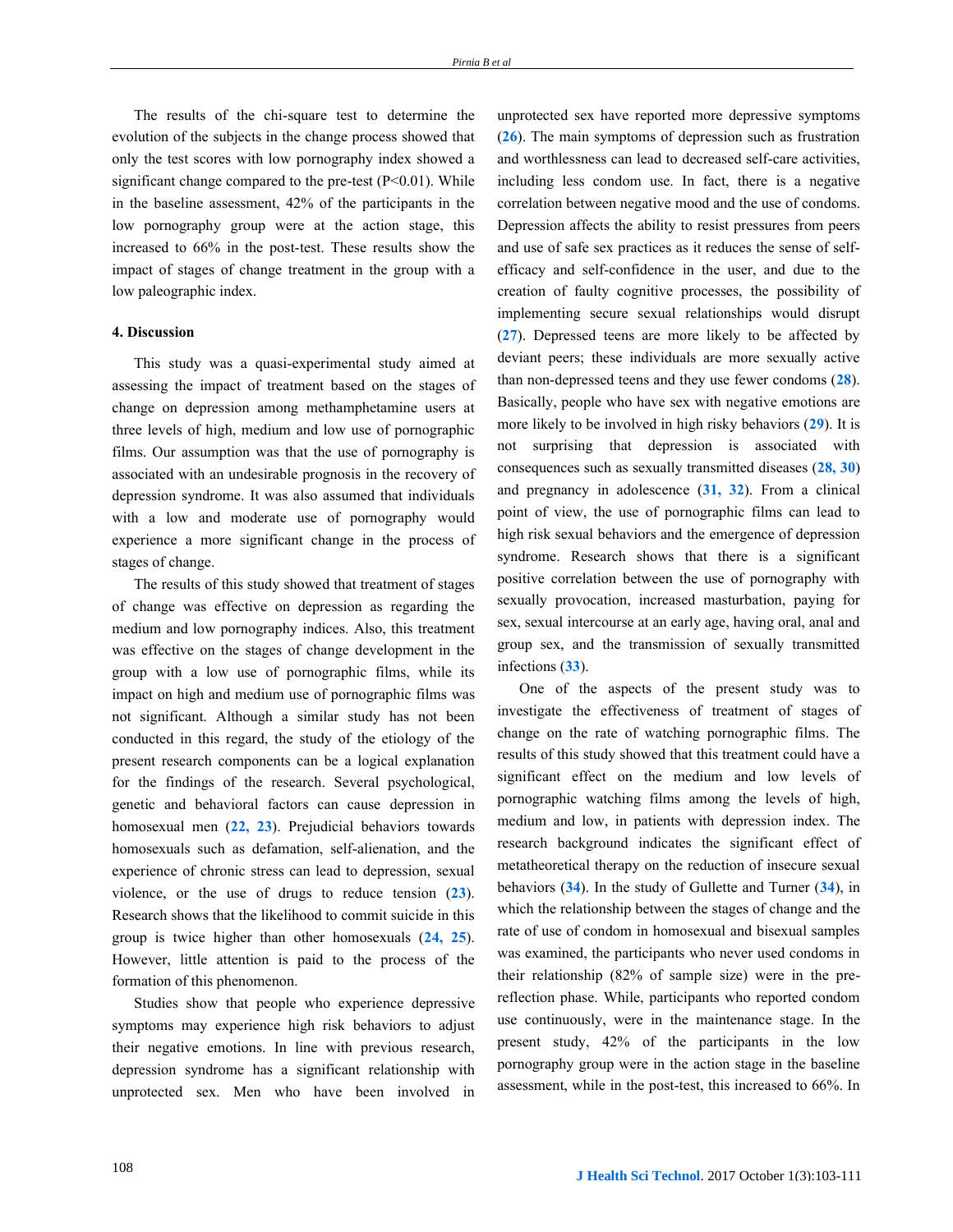The results of the chi-square test to determine the evolution of the subjects in the change process showed that only the test scores with low pornography index showed a significant change compared to the pre-test (P<0.01). While in the baseline assessment, 42% of the participants in the low pornography group were at the action stage, this increased to 66% in the post-test. These results show the impact of stages of change treatment in the group with a low paleographic index.

## 4. Discussion

This study was a quasi-experimental study aimed at assessing the impact of treatment based on the stages of change on depression among methamphetamine users at three levels of high, medium and low use of pornographic films. Our assumption was that the use of pornography is associated with an undesirable prognosis in the recovery of depression syndrome. It was also assumed that individuals with a low and moderate use of pornography would experience a more significant change in the process of stages of change.

The results of this study showed that treatment of stages of change was effective on depression as regarding the medium and low pornography indices. Also, this treatment was effective on the stages of change development in the group with a low use of pornographic films, while its impact on high and medium use of pornographic films was not significant. Although a similar study has not been conducted in this regard, the study of the etiology of the present research components can be a logical explanation for the findings of the research. Several psychological, genetic and behavioral factors can cause depression in homosexual men (**22, 23**). Prejudicial behaviors towards homosexuals such as defamation, self-alienation, and the experience of chronic stress can lead to depression, sexual violence, or the use of drugs to reduce tension (**23**). Research shows that the likelihood to commit suicide in this group is twice higher than other homosexuals (**24, 25**). However, little attention is paid to the process of the formation of this phenomenon.

Studies show that people who experience depressive symptoms may experience high risk behaviors to adjust their negative emotions. In line with previous research, depression syndrome has a significant relationship with unprotected sex. Men who have been involved in unprotected sex have reported more depressive symptoms (**26**). The main symptoms of depression such as frustration and worthlessness can lead to decreased self-care activities, including less condom use. In fact, there is a negative correlation between negative mood and the use of condoms. Depression affects the ability to resist pressures from peers and use of safe sex practices as it reduces the sense of self-efficacy and self-confidence in the user, and due to the creation of faulty cognitive processes, the possibility of implementing secure sexual relationships would disrupt (**27**). Depressed teens are more likely to be affected by deviant peers; these individuals are more sexually active than non-depressed teens and they use fewer condoms (**28**). Basically, people who have sex with negative emotions are more likely to be involved in high risky behaviors (**29**). It is not surprising that depression is associated with consequences such as sexually transmitted diseases (**28, 30**) and pregnancy in adolescence (**31, 32**). From a clinical point of view, the use of pornographic films can lead to high risk sexual behaviors and the emergence of depression syndrome. Research shows that there is a significant positive correlation between the use of pornography with sexually provocation, increased masturbation, paying for sex, sexual intercourse at an early age, having oral, anal and group sex, and the transmission of sexually transmitted infections (**33**).

One of the aspects of the present study was to investigate the effectiveness of treatment of stages of change on the rate of watching pornographic films. The results of this study showed that this treatment could have a significant effect on the medium and low levels of pornographic watching films among the levels of high, medium and low, in patients with depression index. The research background indicates the significant effect of metatheoretical therapy on the reduction of insecure sexual behaviors (**34**). In the study of Gullette and Turner (**34**), in which the relationship between the stages of change and the rate of use of condom in homosexual and bisexual samples was examined, the participants who never used condoms in their relationship (82% of sample size) were in the pre-reflection phase. While, participants who reported condom use continuously, were in the maintenance stage. In the present study, 42% of the participants in the low pornography group were in the action stage in the baseline assessment, while in the post-test, this increased to 66%. In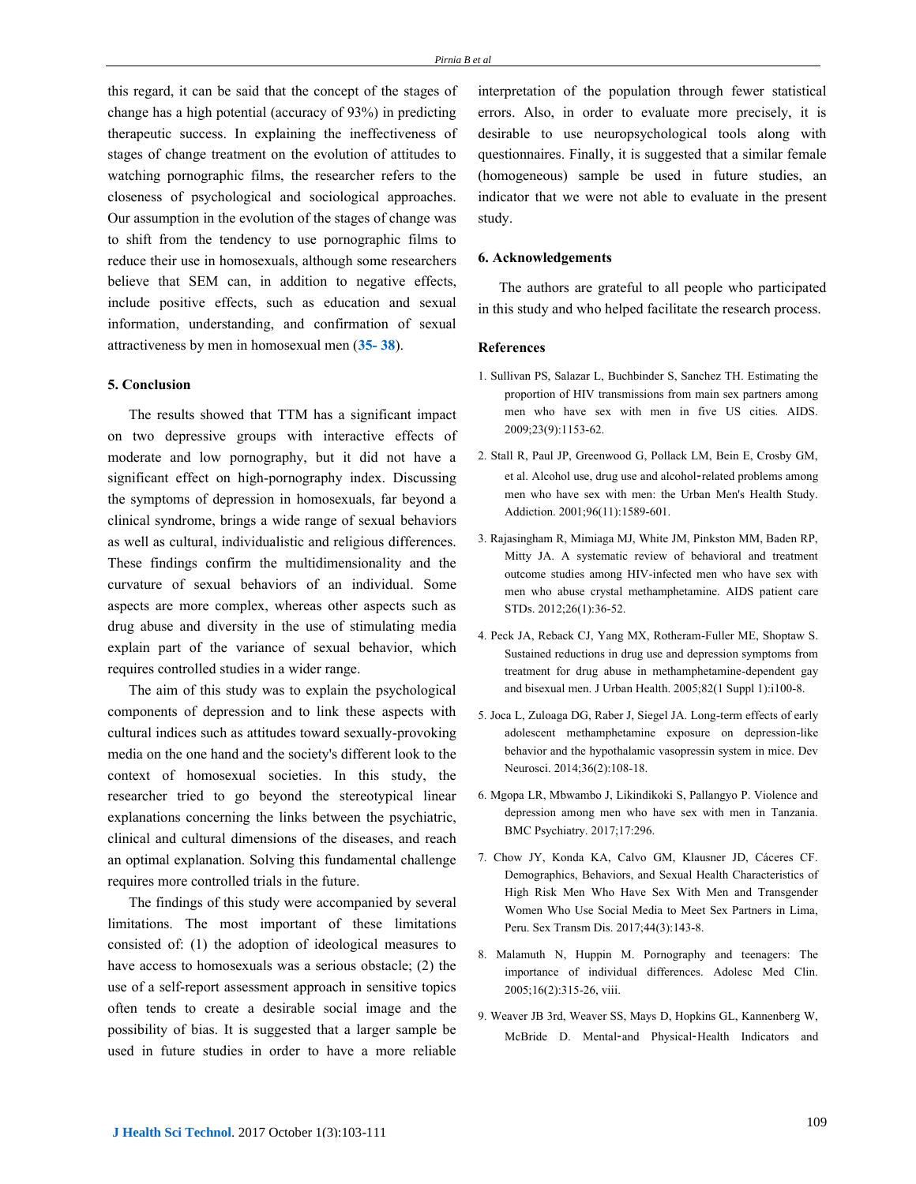this regard, it can be said that the concept of the stages of change has a high potential (accuracy of 93%) in predicting therapeutic success. In explaining the ineffectiveness of stages of change treatment on the evolution of attitudes to watching pornographic films, the researcher refers to the closeness of psychological and sociological approaches. Our assumption in the evolution of the stages of change was to shift from the tendency to use pornographic films to reduce their use in homosexuals, although some researchers believe that SEM can, in addition to negative effects, include positive effects, such as education and sexual information, understanding, and confirmation of sexual attractiveness by men in homosexual men (35- 38).

## 5. Conclusion

The results showed that TTM has a significant impact on two depressive groups with interactive effects of moderate and low pornography, but it did not have a significant effect on high-pornography index. Discussing the symptoms of depression in homosexuals, far beyond a clinical syndrome, brings a wide range of sexual behaviors as well as cultural, individualistic and religious differences. These findings confirm the multidimensionality and the curvature of sexual behaviors of an individual. Some aspects are more complex, whereas other aspects such as drug abuse and diversity in the use of stimulating media explain part of the variance of sexual behavior, which requires controlled studies in a wider range.

The aim of this study was to explain the psychological components of depression and to link these aspects with cultural indices such as attitudes toward sexually-provoking media on the one hand and the society's different look to the context of homosexual societies. In this study, the researcher tried to go beyond the stereotypical linear explanations concerning the links between the psychiatric, clinical and cultural dimensions of the diseases, and reach an optimal explanation. Solving this fundamental challenge requires more controlled trials in the future.

The findings of this study were accompanied by several limitations. The most important of these limitations consisted of: (1) the adoption of ideological measures to have access to homosexuals was a serious obstacle; (2) the use of a self-report assessment approach in sensitive topics often tends to create a desirable social image and the possibility of bias. It is suggested that a larger sample be used in future studies in order to have a more reliable interpretation of the population through fewer statistical errors. Also, in order to evaluate more precisely, it is desirable to use neuropsychological tools along with questionnaires. Finally, it is suggested that a similar female (homogeneous) sample be used in future studies, an indicator that we were not able to evaluate in the present study.

## 6. Acknowledgements

The authors are grateful to all people who participated in this study and who helped facilitate the research process.

## References

1. Sullivan PS, Salazar L, Buchbinder S, Sanchez TH. Estimating the proportion of HIV transmissions from main sex partners among men who have sex with men in five US cities. AIDS. 2009;23(9):1153-62.
2. Stall R, Paul JP, Greenwood G, Pollack LM, Bein E, Crosby GM, et al. Alcohol use, drug use and alcohol‐related problems among men who have sex with men: the Urban Men's Health Study. Addiction. 2001;96(11):1589-601.
3. Rajasingham R, Mimiaga MJ, White JM, Pinkston MM, Baden RP, Mitty JA. A systematic review of behavioral and treatment outcome studies among HIV-infected men who have sex with men who abuse crystal methamphetamine. AIDS patient care STDs. 2012;26(1):36-52.
4. Peck JA, Reback CJ, Yang MX, Rotheram-Fuller ME, Shoptaw S. Sustained reductions in drug use and depression symptoms from treatment for drug abuse in methamphetamine-dependent gay and bisexual men. J Urban Health. 2005;82(1 Suppl 1):i100-8.
5. Joca L, Zuloaga DG, Raber J, Siegel JA. Long-term effects of early adolescent methamphetamine exposure on depression-like behavior and the hypothalamic vasopressin system in mice. Dev Neurosci. 2014;36(2):108-18.
6. Mgopa LR, Mbwambo J, Likindikoki S, Pallangyo P. Violence and depression among men who have sex with men in Tanzania. BMC Psychiatry. 2017;17:296.
7. Chow JY, Konda KA, Calvo GM, Klausner JD, Cáceres CF. Demographics, Behaviors, and Sexual Health Characteristics of High Risk Men Who Have Sex With Men and Transgender Women Who Use Social Media to Meet Sex Partners in Lima, Peru. Sex Transm Dis. 2017;44(3):143-8.
8. Malamuth N, Huppin M. Pornography and teenagers: The importance of individual differences. Adolesc Med Clin. 2005;16(2):315-26, viii.
9. Weaver JB 3rd, Weaver SS, Mays D, Hopkins GL, Kannenberg W, McBride D. Mental‐and Physical‐Health Indicators and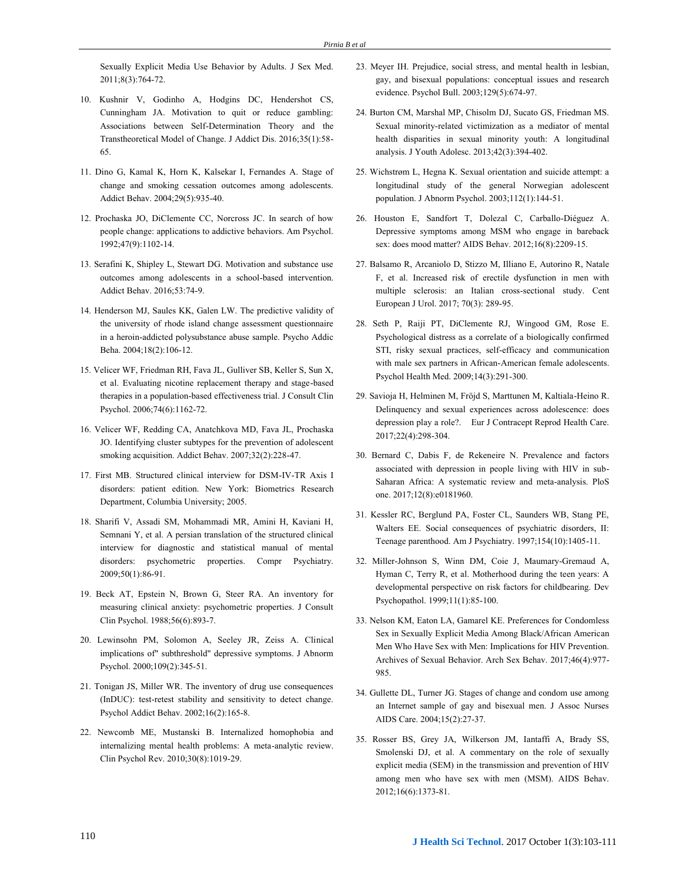Sexually Explicit Media Use Behavior by Adults. J Sex Med. 2011;8(3):764-72.

10. Kushnir V, Godinho A, Hodgins DC, Hendershot CS, Cunningham JA. Motivation to quit or reduce gambling: Associations between Self-Determination Theory and the Transtheoretical Model of Change. J Addict Dis. 2016;35(1):58-65.

11. Dino G, Kamal K, Horn K, Kalsekar I, Fernandes A. Stage of change and smoking cessation outcomes among adolescents. Addict Behav. 2004;29(5):935-40.

12. Prochaska JO, DiClemente CC, Norcross JC. In search of how people change: applications to addictive behaviors. Am Psychol. 1992;47(9):1102-14.

13. Serafini K, Shipley L, Stewart DG. Motivation and substance use outcomes among adolescents in a school-based intervention. Addict Behav. 2016;53:74-9.

14. Henderson MJ, Saules KK, Galen LW. The predictive validity of the university of rhode island change assessment questionnaire in a heroin-addicted polysubstance abuse sample. Psycho Addic Beha. 2004;18(2):106-12.

15. Velicer WF, Friedman RH, Fava JL, Gulliver SB, Keller S, Sun X, et al. Evaluating nicotine replacement therapy and stage-based therapies in a population-based effectiveness trial. J Consult Clin Psychol. 2006;74(6):1162-72.

16. Velicer WF, Redding CA, Anatchkova MD, Fava JL, Prochaska JO. Identifying cluster subtypes for the prevention of adolescent smoking acquisition. Addict Behav. 2007;32(2):228-47.

17. First MB. Structured clinical interview for DSM-IV-TR Axis I disorders: patient edition. New York: Biometrics Research Department, Columbia University; 2005.

18. Sharifi V, Assadi SM, Mohammadi MR, Amini H, Kaviani H, Semnani Y, et al. A persian translation of the structured clinical interview for diagnostic and statistical manual of mental disorders: psychometric properties. Compr Psychiatry. 2009;50(1):86-91.

19. Beck AT, Epstein N, Brown G, Steer RA. An inventory for measuring clinical anxiety: psychometric properties. J Consult Clin Psychol. 1988;56(6):893-7.

20. Lewinsohn PM, Solomon A, Seeley JR, Zeiss A. Clinical implications of" subthreshold" depressive symptoms. J Abnorm Psychol. 2000;109(2):345-51.

21. Tonigan JS, Miller WR. The inventory of drug use consequences (InDUC): test-retest stability and sensitivity to detect change. Psychol Addict Behav. 2002;16(2):165-8.

22. Newcomb ME, Mustanski B. Internalized homophobia and internalizing mental health problems: A meta-analytic review. Clin Psychol Rev. 2010;30(8):1019-29.

23. Meyer IH. Prejudice, social stress, and mental health in lesbian, gay, and bisexual populations: conceptual issues and research evidence. Psychol Bull. 2003;129(5):674-97.

24. Burton CM, Marshal MP, Chisolm DJ, Sucato GS, Friedman MS. Sexual minority-related victimization as a mediator of mental health disparities in sexual minority youth: A longitudinal analysis. J Youth Adolesc. 2013;42(3):394-402.

25. Wichstrøm L, Hegna K. Sexual orientation and suicide attempt: a longitudinal study of the general Norwegian adolescent population. J Abnorm Psychol. 2003;112(1):144-51.

26. Houston E, Sandfort T, Dolezal C, Carballo-Diéguez A. Depressive symptoms among MSM who engage in bareback sex: does mood matter? AIDS Behav. 2012;16(8):2209-15.

27. Balsamo R, Arcaniolo D, Stizzo M, Illiano E, Autorino R, Natale F, et al. Increased risk of erectile dysfunction in men with multiple sclerosis: an Italian cross-sectional study. Cent European J Urol. 2017; 70(3): 289-95.

28. Seth P, Raiji PT, DiClemente RJ, Wingood GM, Rose E. Psychological distress as a correlate of a biologically confirmed STI, risky sexual practices, self-efficacy and communication with male sex partners in African-American female adolescents. Psychol Health Med. 2009;14(3):291-300.

29. Savioja H, Helminen M, Fröjd S, Marttunen M, Kaltiala-Heino R. Delinquency and sexual experiences across adolescence: does depression play a role?. Eur J Contracept Reprod Health Care. 2017;22(4):298-304.

30. Bernard C, Dabis F, de Rekeneire N. Prevalence and factors associated with depression in people living with HIV in sub-Saharan Africa: A systematic review and meta-analysis. PloS one. 2017;12(8):e0181960.

31. Kessler RC, Berglund PA, Foster CL, Saunders WB, Stang PE, Walters EE. Social consequences of psychiatric disorders, II: Teenage parenthood. Am J Psychiatry. 1997;154(10):1405-11.

32. Miller-Johnson S, Winn DM, Coie J, Maumary-Gremaud A, Hyman C, Terry R, et al. Motherhood during the teen years: A developmental perspective on risk factors for childbearing. Dev Psychopathol. 1999;11(1):85-100.

33. Nelson KM, Eaton LA, Gamarel KE. Preferences for Condomless Sex in Sexually Explicit Media Among Black/African American Men Who Have Sex with Men: Implications for HIV Prevention. Archives of Sexual Behavior. Arch Sex Behav. 2017;46(4):977-985.

34. Gullette DL, Turner JG. Stages of change and condom use among an Internet sample of gay and bisexual men. J Assoc Nurses AIDS Care. 2004;15(2):27-37.

35. Rosser BS, Grey JA, Wilkerson JM, Iantaffi A, Brady SS, Smolenski DJ, et al. A commentary on the role of sexually explicit media (SEM) in the transmission and prevention of HIV among men who have sex with men (MSM). AIDS Behav. 2012;16(6):1373-81.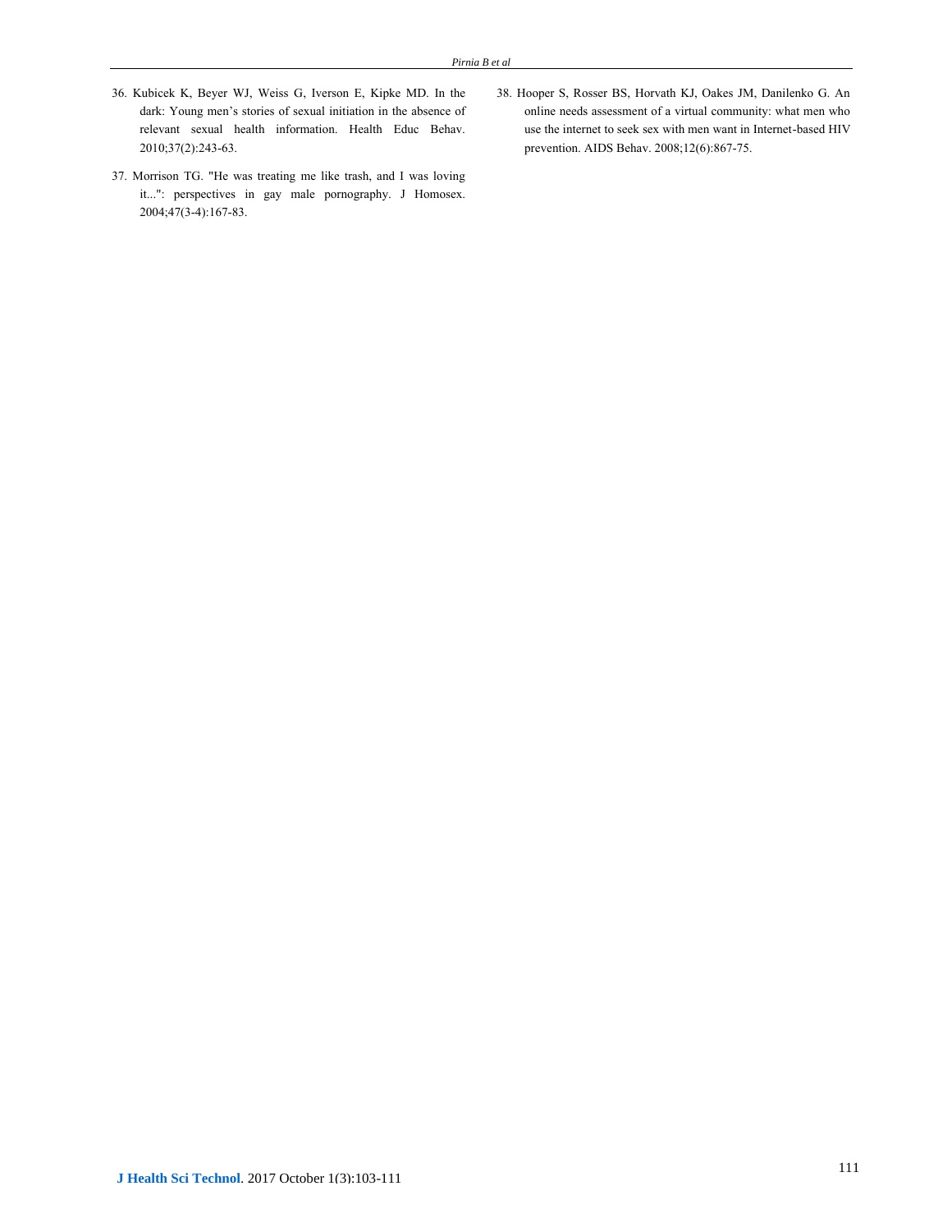36. Kubicek K, Beyer WJ, Weiss G, Iverson E, Kipke MD. In the dark: Young men's stories of sexual initiation in the absence of relevant sexual health information. Health Educ Behav. 2010;37(2):243-63.

37. Morrison TG. "He was treating me like trash, and I was loving it...": perspectives in gay male pornography. J Homosex. 2004;47(3-4):167-83.

38. Hooper S, Rosser BS, Horvath KJ, Oakes JM, Danilenko G. An online needs assessment of a virtual community: what men who use the internet to seek sex with men want in Internet-based HIV prevention. AIDS Behav. 2008;12(6):867-75.